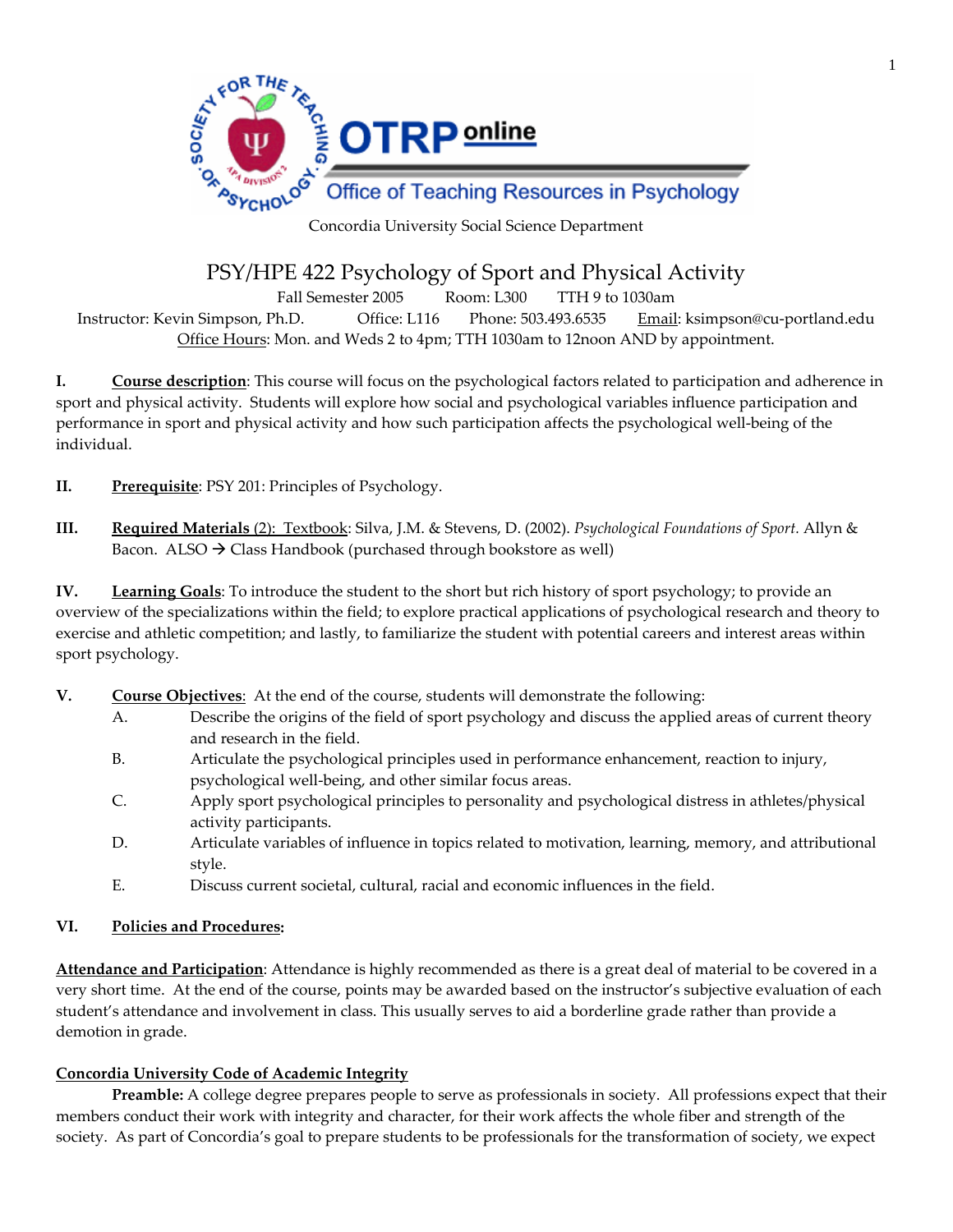Concordia University Social Science Department

# PSY/HPE 422 Psychology of Sport and Physical Activity

Fall Semester 2005    Room: L300    TTH 9 to 1030am

Instructor: Kevin Simpson, Ph.D.    Office: L116    Phone: 503.493.6535    Email: ksimpson@cu-portland.edu

Office Hours: Mon. and Weds 2 to 4pm; TTH 1030am to 12noon AND by appointment.

**I. Course description**: This course will focus on the psychological factors related to participation and adherence in sport and physical activity. Students will explore how social and psychological variables influence participation and performance in sport and physical activity and how such participation affects the psychological well-being of the individual.

**II. Prerequisite**: PSY 201: Principles of Psychology.

**III. Required Materials (2): Textbook**: Silva, J.M. & Stevens, D. (2002). *Psychological Foundations of Sport.* Allyn & Bacon. ALSO → Class Handbook (purchased through bookstore as well)

**IV. Learning Goals**: To introduce the student to the short but rich history of sport psychology; to provide an overview of the specializations within the field; to explore practical applications of psychological research and theory to exercise and athletic competition; and lastly, to familiarize the student with potential careers and interest areas within sport psychology.

**V. Course Objectives**: At the end of the course, students will demonstrate the following:

A. Describe the origins of the field of sport psychology and discuss the applied areas of current theory and research in the field.

B. Articulate the psychological principles used in performance enhancement, reaction to injury, psychological well-being, and other similar focus areas.

C. Apply sport psychological principles to personality and psychological distress in athletes/physical activity participants.

D. Articulate variables of influence in topics related to motivation, learning, memory, and attributional style.

E. Discuss current societal, cultural, racial and economic influences in the field.

**VI. Policies and Procedures:**

**Attendance and Participation**: Attendance is highly recommended as there is a great deal of material to be covered in a very short time. At the end of the course, points may be awarded based on the instructor's subjective evaluation of each student's attendance and involvement in class. This usually serves to aid a borderline grade rather than provide a demotion in grade.

**Concordia University Code of Academic Integrity**

**Preamble:** A college degree prepares people to serve as professionals in society. All professions expect that their members conduct their work with integrity and character, for their work affects the whole fiber and strength of the society. As part of Concordia's goal to prepare students to be professionals for the transformation of society, we expect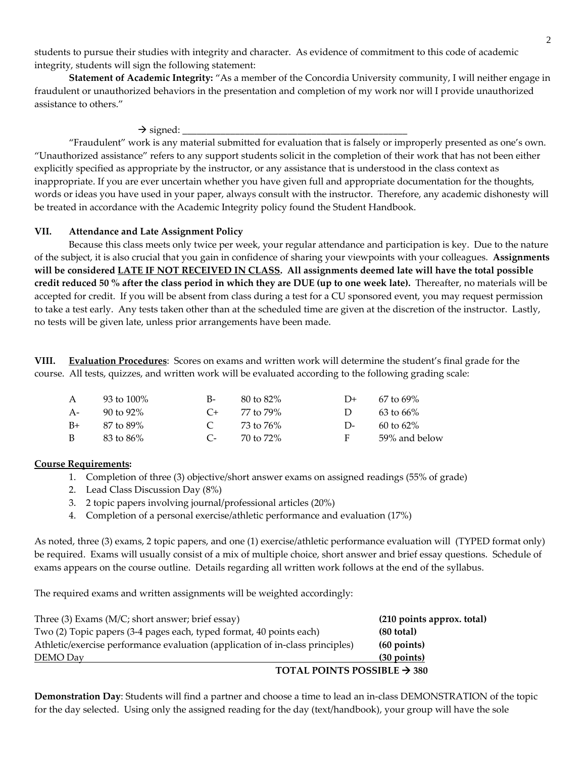students to pursue their studies with integrity and character. As evidence of commitment to this code of academic integrity, students will sign the following statement:

**Statement of Academic Integrity:** "As a member of the Concordia University community, I will neither engage in fraudulent or unauthorized behaviors in the presentation and completion of my work nor will I provide unauthorized assistance to others."

→ signed: ________________________________________________

"Fraudulent" work is any material submitted for evaluation that is falsely or improperly presented as one's own. "Unauthorized assistance" refers to any support students solicit in the completion of their work that has not been either explicitly specified as appropriate by the instructor, or any assistance that is understood in the class context as inappropriate. If you are ever uncertain whether you have given full and appropriate documentation for the thoughts, words or ideas you have used in your paper, always consult with the instructor. Therefore, any academic dishonesty will be treated in accordance with the Academic Integrity policy found the Student Handbook.

## VII. Attendance and Late Assignment Policy

Because this class meets only twice per week, your regular attendance and participation is key. Due to the nature of the subject, it is also crucial that you gain in confidence of sharing your viewpoints with your colleagues. **Assignments will be considered <u>LATE IF NOT RECEIVED IN CLASS</u>. All assignments deemed late will have the total possible credit reduced 50 % after the class period in which they are DUE (up to one week late).** Thereafter, no materials will be accepted for credit. If you will be absent from class during a test for a CU sponsored event, you may request permission to take a test early. Any tests taken other than at the scheduled time are given at the discretion of the instructor. Lastly, no tests will be given late, unless prior arrangements have been made.

## VIII. <u>Evaluation Procedures</u>

Scores on exams and written work will determine the student's final grade for the course. All tests, quizzes, and written work will be evaluated according to the following grading scale:

| | | | | | |
|---|---|---|---|---|---|
| A | 93 to 100% | B- | 80 to 82% | D+ | 67 to 69% |
| A- | 90 to 92% | C+ | 77 to 79% | D | 63 to 66% |
| B+ | 87 to 89% | C | 73 to 76% | D- | 60 to 62% |
| B | 83 to 86% | C- | 70 to 72% | F | 59% and below |

**<u>Course Requirements</u>:**

1. Completion of three (3) objective/short answer exams on assigned readings (55% of grade)
2. Lead Class Discussion Day (8%)
3. 2 topic papers involving journal/professional articles (20%)
4. Completion of a personal exercise/athletic performance and evaluation (17%)

As noted, three (3) exams, 2 topic papers, and one (1) exercise/athletic performance evaluation will (TYPED format only) be required. Exams will usually consist of a mix of multiple choice, short answer and brief essay questions. Schedule of exams appears on the course outline. Details regarding all written work follows at the end of the syllabus.

The required exams and written assignments will be weighted accordingly:

| | |
|---|---|
| Three (3) Exams (M/C; short answer; brief essay) | **(210 points approx. total)** |
| Two (2) Topic papers (3-4 pages each, typed format, 40 points each) | **(80 total)** |
| Athletic/exercise performance evaluation (application of in-class principles) | **(60 points)** |
| DEMO Day | **(30 points)** |
| **TOTAL POINTS POSSIBLE →** | **380** |

**Demonstration Day**: Students will find a partner and choose a time to lead an in-class DEMONSTRATION of the topic for the day selected. Using only the assigned reading for the day (text/handbook), your group will have the sole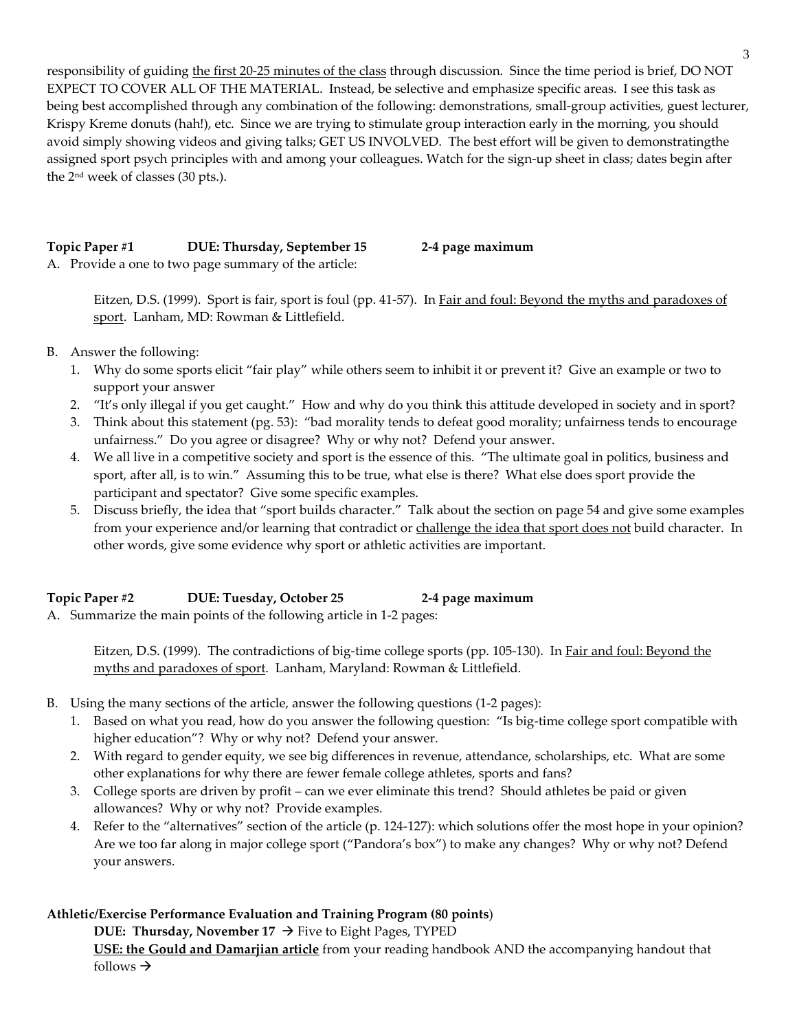responsibility of guiding <u>the first 20-25 minutes of the class</u> through discussion. Since the time period is brief, DO NOT EXPECT TO COVER ALL OF THE MATERIAL. Instead, be selective and emphasize specific areas. I see this task as being best accomplished through any combination of the following: demonstrations, small-group activities, guest lecturer, Krispy Kreme donuts (hah!), etc. Since we are trying to stimulate group interaction early in the morning, you should avoid simply showing videos and giving talks; GET US INVOLVED. The best effort will be given to demonstratingthe assigned sport psych principles with and among your colleagues. Watch for the sign-up sheet in class; dates begin after the 2nd week of classes (30 pts.).

**Topic Paper #1 DUE: Thursday, September 15 2-4 page maximum**

A. Provide a one to two page summary of the article:

> Eitzen, D.S. (1999). Sport is fair, sport is foul (pp. 41-57). In <u>Fair and foul: Beyond the myths and paradoxes of sport</u>. Lanham, MD: Rowman & Littlefield.

B. Answer the following:
1. Why do some sports elicit "fair play" while others seem to inhibit it or prevent it? Give an example or two to support your answer
2. "It's only illegal if you get caught." How and why do you think this attitude developed in society and in sport?
3. Think about this statement (pg. 53): "bad morality tends to defeat good morality; unfairness tends to encourage unfairness." Do you agree or disagree? Why or why not? Defend your answer.
4. We all live in a competitive society and sport is the essence of this. "The ultimate goal in politics, business and sport, after all, is to win." Assuming this to be true, what else is there? What else does sport provide the participant and spectator? Give some specific examples.
5. Discuss briefly, the idea that "sport builds character." Talk about the section on page 54 and give some examples from your experience and/or learning that contradict or <u>challenge the idea that sport does not</u> build character. In other words, give some evidence why sport or athletic activities are important.

**Topic Paper #2 DUE: Tuesday, October 25 2-4 page maximum**

A. Summarize the main points of the following article in 1-2 pages:

> Eitzen, D.S. (1999). The contradictions of big-time college sports (pp. 105-130). In <u>Fair and foul: Beyond the myths and paradoxes of sport</u>. Lanham, Maryland: Rowman & Littlefield.

B. Using the many sections of the article, answer the following questions (1-2 pages):
1. Based on what you read, how do you answer the following question: "Is big-time college sport compatible with higher education"? Why or why not? Defend your answer.
2. With regard to gender equity, we see big differences in revenue, attendance, scholarships, etc. What are some other explanations for why there are fewer female college athletes, sports and fans?
3. College sports are driven by profit – can we ever eliminate this trend? Should athletes be paid or given allowances? Why or why not? Provide examples.
4. Refer to the "alternatives" section of the article (p. 124-127): which solutions offer the most hope in your opinion? Are we too far along in major college sport ("Pandora's box") to make any changes? Why or why not? Defend your answers.

**Athletic/Exercise Performance Evaluation and Training Program (80 points)**

**DUE: Thursday, November 17** → Five to Eight Pages, TYPED

**<u>USE: the Gould and Damarjian article</u>** from your reading handbook AND the accompanying handout that follows →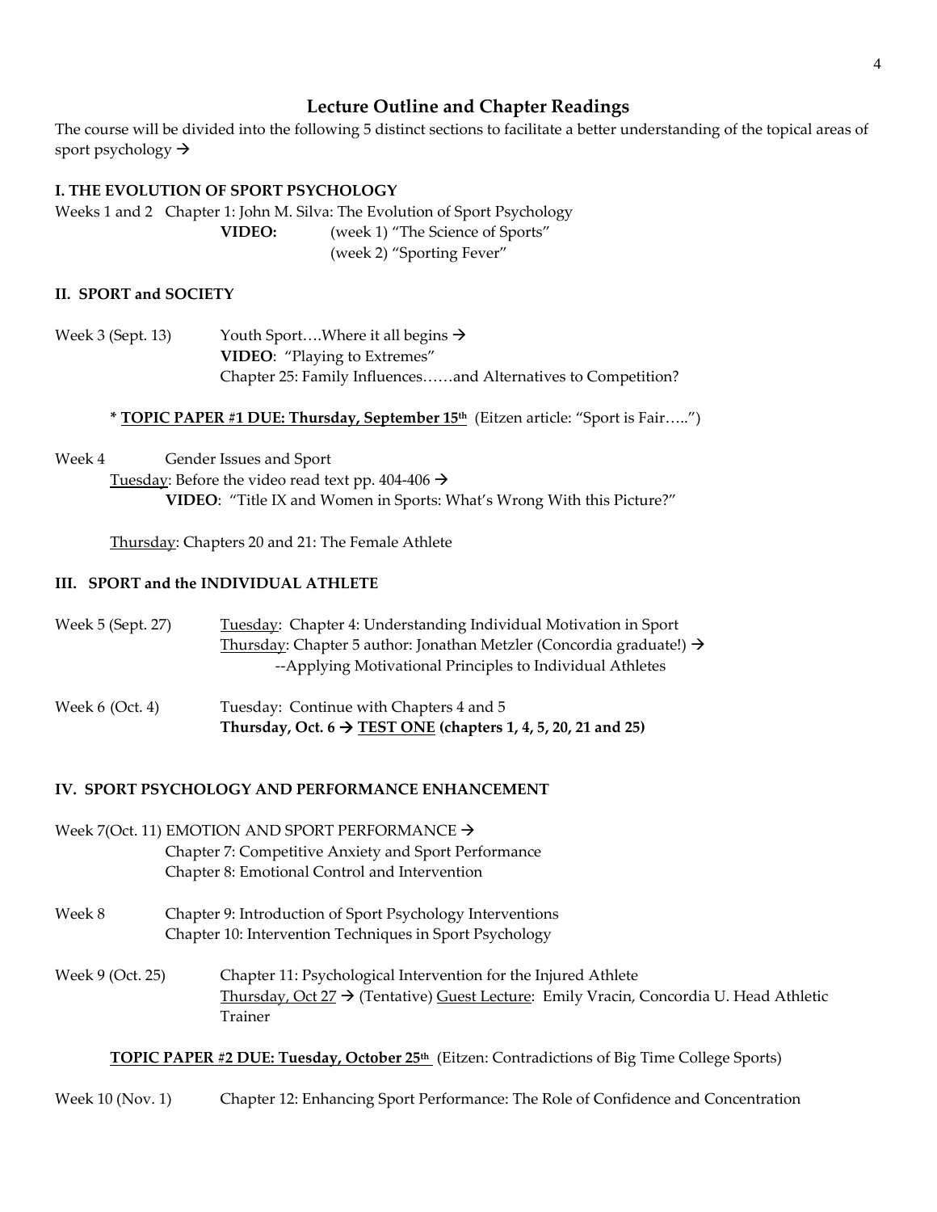## Lecture Outline and Chapter Readings

The course will be divided into the following 5 distinct sections to facilitate a better understanding of the topical areas of sport psychology →

### I. THE EVOLUTION OF SPORT PSYCHOLOGY

Weeks 1 and 2 Chapter 1: John M. Silva: The Evolution of Sport Psychology

**VIDEO:** (week 1) "The Science of Sports"
(week 2) "Sporting Fever"

### II. SPORT and SOCIETY

Week 3 (Sept. 13) Youth Sport….Where it all begins →
**VIDEO**: "Playing to Extremes"
Chapter 25: Family Influences……and Alternatives to Competition?

**\* TOPIC PAPER #1 DUE: Thursday, September 15th** (Eitzen article: "Sport is Fair…..")

Week 4 Gender Issues and Sport
Tuesday: Before the video read text pp. 404-406 →
**VIDEO**: "Title IX and Women in Sports: What's Wrong With this Picture?"

Thursday: Chapters 20 and 21: The Female Athlete

### III. SPORT and the INDIVIDUAL ATHLETE

Week 5 (Sept. 27) Tuesday: Chapter 4: Understanding Individual Motivation in Sport
Thursday: Chapter 5 author: Jonathan Metzler (Concordia graduate!) →
--Applying Motivational Principles to Individual Athletes

Week 6 (Oct. 4) Tuesday: Continue with Chapters 4 and 5
**Thursday, Oct. 6 → TEST ONE (chapters 1, 4, 5, 20, 21 and 25)**

### IV. SPORT PSYCHOLOGY AND PERFORMANCE ENHANCEMENT

Week 7(Oct. 11) EMOTION AND SPORT PERFORMANCE →
Chapter 7: Competitive Anxiety and Sport Performance
Chapter 8: Emotional Control and Intervention

Week 8 Chapter 9: Introduction of Sport Psychology Interventions
Chapter 10: Intervention Techniques in Sport Psychology

Week 9 (Oct. 25) Chapter 11: Psychological Intervention for the Injured Athlete
Thursday, Oct 27 → (Tentative) Guest Lecture: Emily Vracin, Concordia U. Head Athletic Trainer

**TOPIC PAPER #2 DUE: Tuesday, October 25th** (Eitzen: Contradictions of Big Time College Sports)

Week 10 (Nov. 1) Chapter 12: Enhancing Sport Performance: The Role of Confidence and Concentration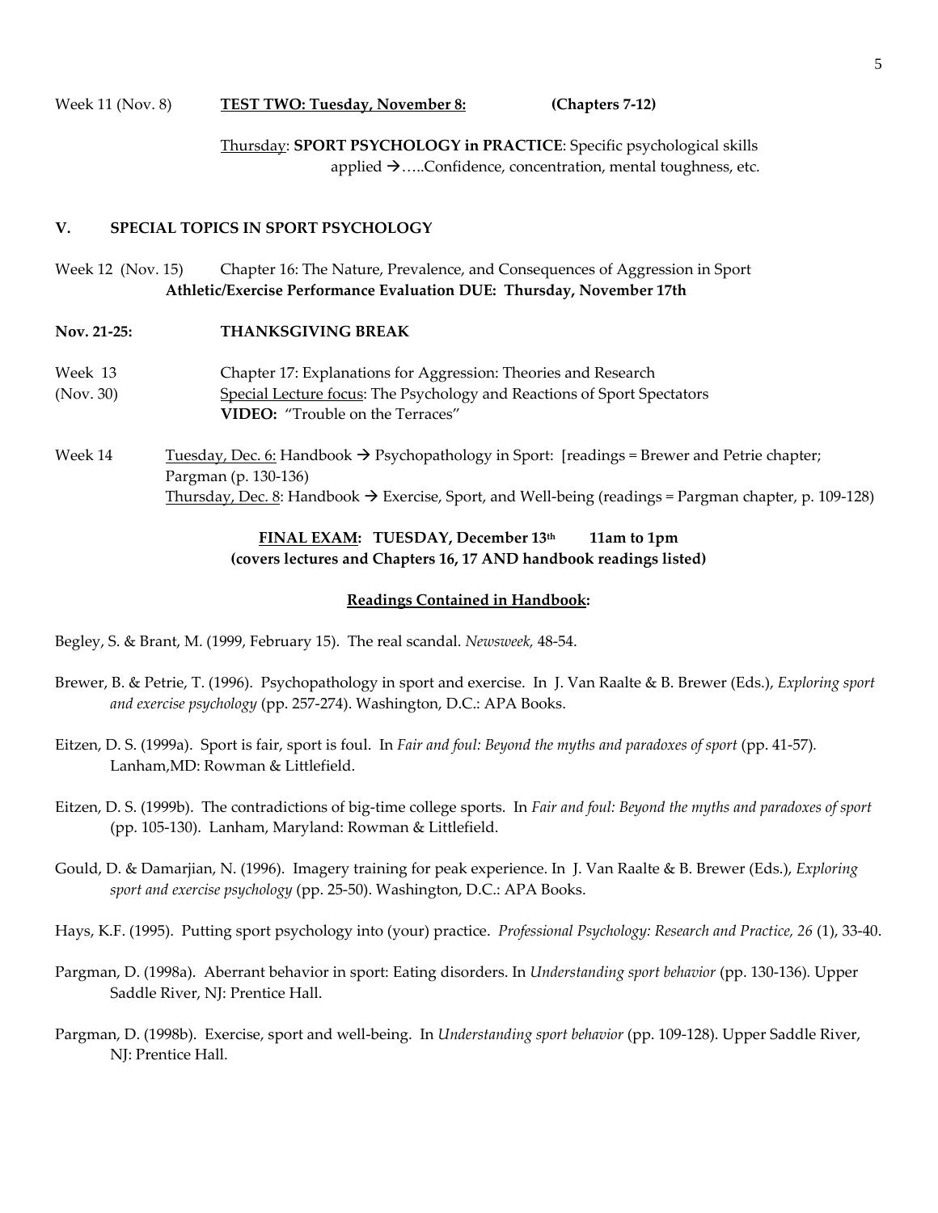Week 11 (Nov. 8) **TEST TWO: Tuesday, November 8:** **(Chapters 7-12)**

Thursday: **SPORT PSYCHOLOGY in PRACTICE**: Specific psychological skills applied →…..Confidence, concentration, mental toughness, etc.

## V. SPECIAL TOPICS IN SPORT PSYCHOLOGY

Week 12 (Nov. 15) Chapter 16: The Nature, Prevalence, and Consequences of Aggression in Sport
**Athletic/Exercise Performance Evaluation DUE: Thursday, November 17th**

**Nov. 21-25:** **THANKSGIVING BREAK**

Week 13 (Nov. 30) Chapter 17: Explanations for Aggression: Theories and Research
Special Lecture focus: The Psychology and Reactions of Sport Spectators
**VIDEO:** "Trouble on the Terraces"

Week 14 Tuesday, Dec. 6: Handbook → Psychopathology in Sport: [readings = Brewer and Petrie chapter; Pargman (p. 130-136)
Thursday, Dec. 8: Handbook → Exercise, Sport, and Well-being (readings = Pargman chapter, p. 109-128)

**FINAL EXAM: TUESDAY, December 13th 11am to 1pm**
**(covers lectures and Chapters 16, 17 AND handbook readings listed)**

### Readings Contained in Handbook:

Begley, S. & Brant, M. (1999, February 15). The real scandal. *Newsweek,* 48-54.

Brewer, B. & Petrie, T. (1996). Psychopathology in sport and exercise. In J. Van Raalte & B. Brewer (Eds.), *Exploring sport and exercise psychology* (pp. 257-274). Washington, D.C.: APA Books.

Eitzen, D. S. (1999a). Sport is fair, sport is foul. In *Fair and foul: Beyond the myths and paradoxes of sport* (pp. 41-57). Lanham,MD: Rowman & Littlefield.

Eitzen, D. S. (1999b). The contradictions of big-time college sports. In *Fair and foul: Beyond the myths and paradoxes of sport* (pp. 105-130). Lanham, Maryland: Rowman & Littlefield.

Gould, D. & Damarjian, N. (1996). Imagery training for peak experience. In J. Van Raalte & B. Brewer (Eds.), *Exploring sport and exercise psychology* (pp. 25-50). Washington, D.C.: APA Books.

Hays, K.F. (1995). Putting sport psychology into (your) practice. *Professional Psychology: Research and Practice, 26* (1), 33-40.

Pargman, D. (1998a). Aberrant behavior in sport: Eating disorders. In *Understanding sport behavior* (pp. 130-136). Upper Saddle River, NJ: Prentice Hall.

Pargman, D. (1998b). Exercise, sport and well-being. In *Understanding sport behavior* (pp. 109-128). Upper Saddle River, NJ: Prentice Hall.